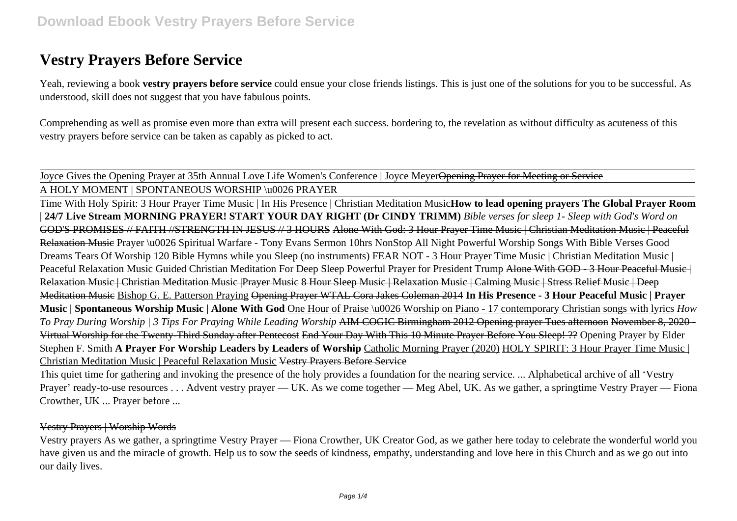# Vestry Prayers Before Service

Yeah, reviewing a book **vestry prayers before service** could ensue your close friends listings. This is just one of the solutions for you to be successful. As understood, skill does not suggest that you have fabulous points.

Comprehending as well as promise even more than extra will present each success. bordering to, the revelation as without difficulty as acuteness of this vestry prayers before service can be taken as capably as picked to act.

Joyce Gives the Opening Prayer at 35th Annual Love Life Women's Conference | Joyce Meyer~~Opening Prayer for Meeting or Service~~

A HOLY MOMENT | SPONTANEOUS WORSHIP \u0026 PRAYER

Time With Holy Spirit: 3 Hour Prayer Time Music | In His Presence | Christian Meditation Music**How to lead opening prayers The Global Prayer Room | 24/7 Live Stream MORNING PRAYER! START YOUR DAY RIGHT (Dr CINDY TRIMM)** *Bible verses for sleep 1- Sleep with God's Word on* ~~GOD'S PROMISES // FAITH //STRENGTH IN JESUS // 3 HOURS~~ ~~Alone With God: 3 Hour Prayer Time Music | Christian Meditation Music | Peaceful Relaxation Music~~ Prayer \u0026 Spiritual Warfare - Tony Evans Sermon 10hrs NonStop All Night Powerful Worship Songs With Bible Verses Good Dreams Tears Of Worship 120 Bible Hymns while you Sleep (no instruments) FEAR NOT - 3 Hour Prayer Time Music | Christian Meditation Music | Peaceful Relaxation Music Guided Christian Meditation For Deep Sleep Powerful Prayer for President Trump ~~Alone With GOD - 3 Hour Peaceful Music | Relaxation Music | Christian Meditation Music |Prayer Music~~ ~~8 Hour Sleep Music | Relaxation Music | Calming Music | Stress Relief Music | Deep Meditation Music~~ Bishop G. E. Patterson Praying ~~Opening Prayer WTAL Cora Jakes Coleman 2014~~ **In His Presence - 3 Hour Peaceful Music | Prayer Music | Spontaneous Worship Music | Alone With God** One Hour of Praise \u0026 Worship on Piano - 17 contemporary Christian songs with lyrics *How To Pray During Worship | 3 Tips For Praying While Leading Worship* ~~AIM COGIC Birmingham 2012 Opening prayer Tues afternoon~~ ~~November 8, 2020 - Virtual Worship for the Twenty-Third Sunday after Pentecost~~ ~~End Your Day With This 10 Minute Prayer Before You Sleep! ??~~ Opening Prayer by Elder Stephen F. Smith **A Prayer For Worship Leaders by Leaders of Worship** Catholic Morning Prayer (2020) HOLY SPIRIT: 3 Hour Prayer Time Music | Christian Meditation Music | Peaceful Relaxation Music ~~Vestry Prayers Before Service~~

This quiet time for gathering and invoking the presence of the holy provides a foundation for the nearing service. ... Alphabetical archive of all 'Vestry Prayer' ready-to-use resources . . . Advent vestry prayer — UK. As we come together — Meg Abel, UK. As we gather, a springtime Vestry Prayer — Fiona Crowther, UK ... Prayer before ...

Vestry Prayers | Worship Words

Vestry prayers As we gather, a springtime Vestry Prayer — Fiona Crowther, UK Creator God, as we gather here today to celebrate the wonderful world you have given us and the miracle of growth. Help us to sow the seeds of kindness, empathy, understanding and love here in this Church and as we go out into our daily lives.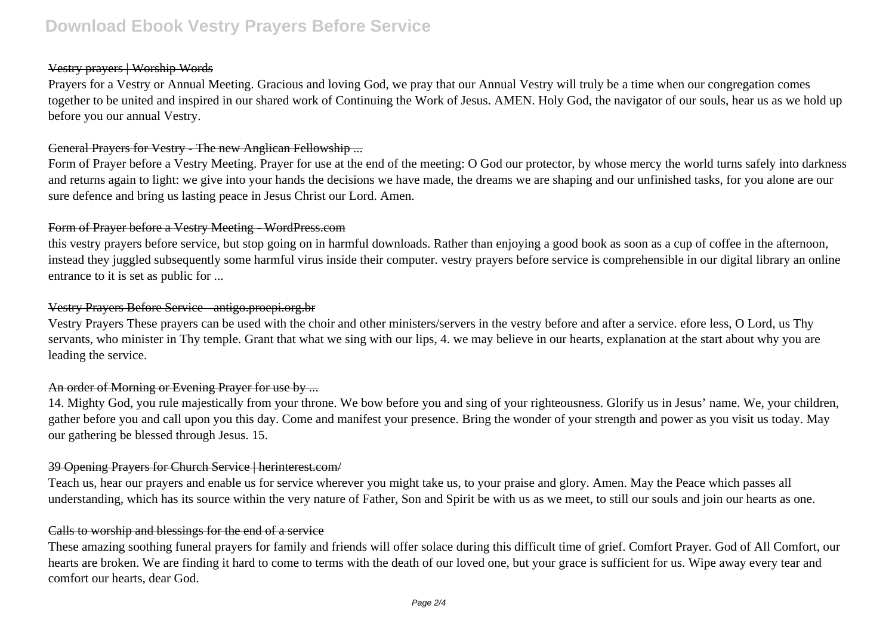Vestry prayers | Worship Words

Prayers for a Vestry or Annual Meeting. Gracious and loving God, we pray that our Annual Vestry will truly be a time when our congregation comes together to be united and inspired in our shared work of Continuing the Work of Jesus. AMEN. Holy God, the navigator of our souls, hear us as we hold up before you our annual Vestry.

General Prayers for Vestry - The new Anglican Fellowship ...

Form of Prayer before a Vestry Meeting. Prayer for use at the end of the meeting: O God our protector, by whose mercy the world turns safely into darkness and returns again to light: we give into your hands the decisions we have made, the dreams we are shaping and our unfinished tasks, for you alone are our sure defence and bring us lasting peace in Jesus Christ our Lord. Amen.

Form of Prayer before a Vestry Meeting - WordPress.com

this vestry prayers before service, but stop going on in harmful downloads. Rather than enjoying a good book as soon as a cup of coffee in the afternoon, instead they juggled subsequently some harmful virus inside their computer. vestry prayers before service is comprehensible in our digital library an online entrance to it is set as public for ...

Vestry Prayers Before Service - antigo.proepi.org.br

Vestry Prayers These prayers can be used with the choir and other ministers/servers in the vestry before and after a service. efore less, O Lord, us Thy servants, who minister in Thy temple. Grant that what we sing with our lips, 4. we may believe in our hearts, explanation at the start about why you are leading the service.

An order of Morning or Evening Prayer for use by ...

14. Mighty God, you rule majestically from your throne. We bow before you and sing of your righteousness. Glorify us in Jesus' name. We, your children, gather before you and call upon you this day. Come and manifest your presence. Bring the wonder of your strength and power as you visit us today. May our gathering be blessed through Jesus. 15.

39 Opening Prayers for Church Service | herinterest.com/

Teach us, hear our prayers and enable us for service wherever you might take us, to your praise and glory. Amen. May the Peace which passes all understanding, which has its source within the very nature of Father, Son and Spirit be with us as we meet, to still our souls and join our hearts as one.

Calls to worship and blessings for the end of a service

These amazing soothing funeral prayers for family and friends will offer solace during this difficult time of grief. Comfort Prayer. God of All Comfort, our hearts are broken. We are finding it hard to come to terms with the death of our loved one, but your grace is sufficient for us. Wipe away every tear and comfort our hearts, dear God.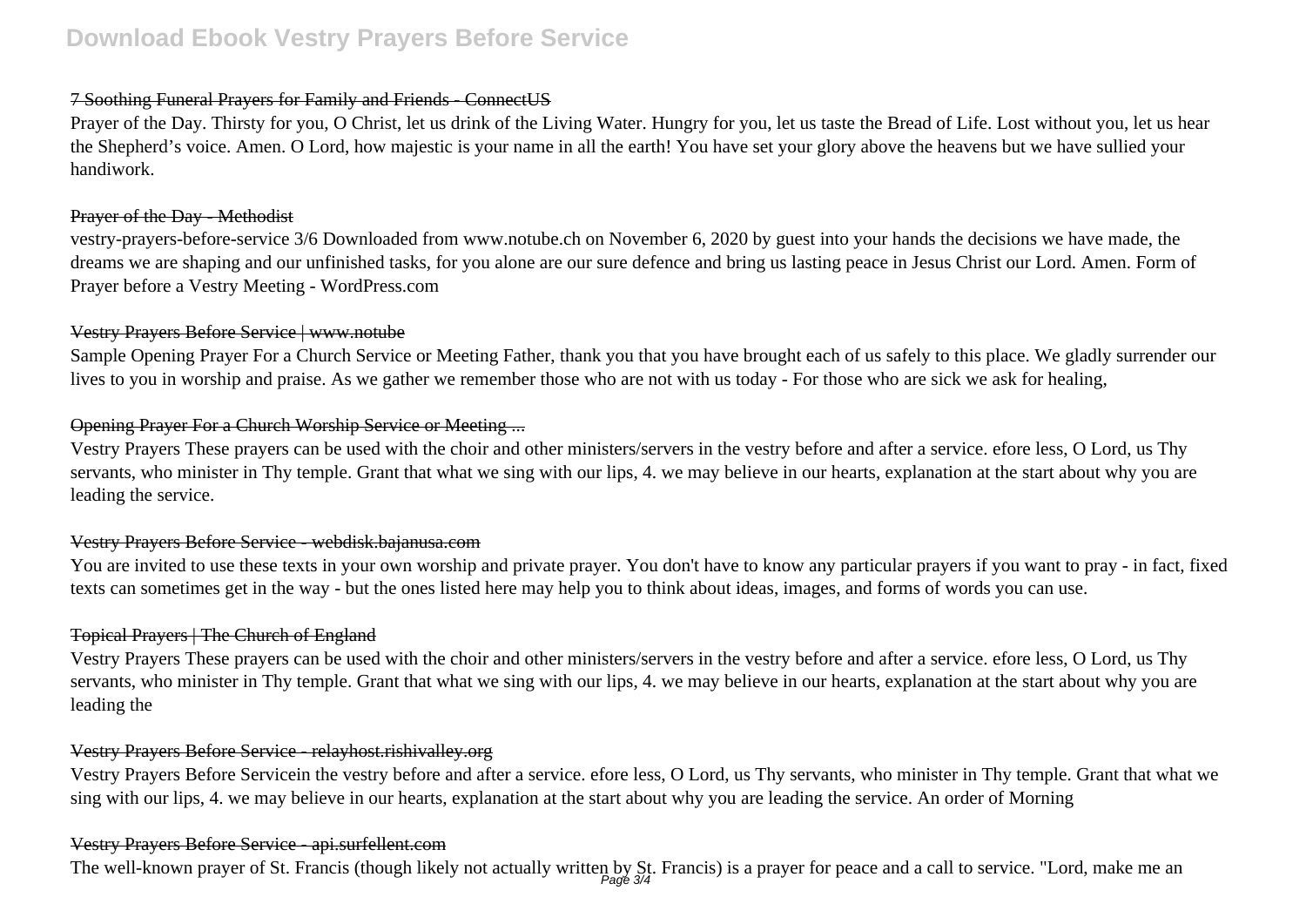### 7 Soothing Funeral Prayers for Family and Friends - ConnectUS

Prayer of the Day. Thirsty for you, O Christ, let us drink of the Living Water. Hungry for you, let us taste the Bread of Life. Lost without you, let us hear the Shepherd's voice. Amen. O Lord, how majestic is your name in all the earth! You have set your glory above the heavens but we have sullied your handiwork.

### Prayer of the Day - Methodist

vestry-prayers-before-service 3/6 Downloaded from www.notube.ch on November 6, 2020 by guest into your hands the decisions we have made, the dreams we are shaping and our unfinished tasks, for you alone are our sure defence and bring us lasting peace in Jesus Christ our Lord. Amen. Form of Prayer before a Vestry Meeting - WordPress.com

### Vestry Prayers Before Service | www.notube

Sample Opening Prayer For a Church Service or Meeting Father, thank you that you have brought each of us safely to this place. We gladly surrender our lives to you in worship and praise. As we gather we remember those who are not with us today - For those who are sick we ask for healing,

### Opening Prayer For a Church Worship Service or Meeting ...

Vestry Prayers These prayers can be used with the choir and other ministers/servers in the vestry before and after a service. efore less, O Lord, us Thy servants, who minister in Thy temple. Grant that what we sing with our lips, 4. we may believe in our hearts, explanation at the start about why you are leading the service.

### Vestry Prayers Before Service - webdisk.bajanusa.com

You are invited to use these texts in your own worship and private prayer. You don't have to know any particular prayers if you want to pray - in fact, fixed texts can sometimes get in the way - but the ones listed here may help you to think about ideas, images, and forms of words you can use.

### Topical Prayers | The Church of England

Vestry Prayers These prayers can be used with the choir and other ministers/servers in the vestry before and after a service. efore less, O Lord, us Thy servants, who minister in Thy temple. Grant that what we sing with our lips, 4. we may believe in our hearts, explanation at the start about why you are leading the

### Vestry Prayers Before Service - relayhost.rishivalley.org

Vestry Prayers Before Servicein the vestry before and after a service. efore less, O Lord, us Thy servants, who minister in Thy temple. Grant that what we sing with our lips, 4. we may believe in our hearts, explanation at the start about why you are leading the service. An order of Morning

### Vestry Prayers Before Service - api.surfellent.com

The well-known prayer of St. Francis (though likely not actually written by St. Francis) is a prayer for peace and a call to service. "Lord, make me an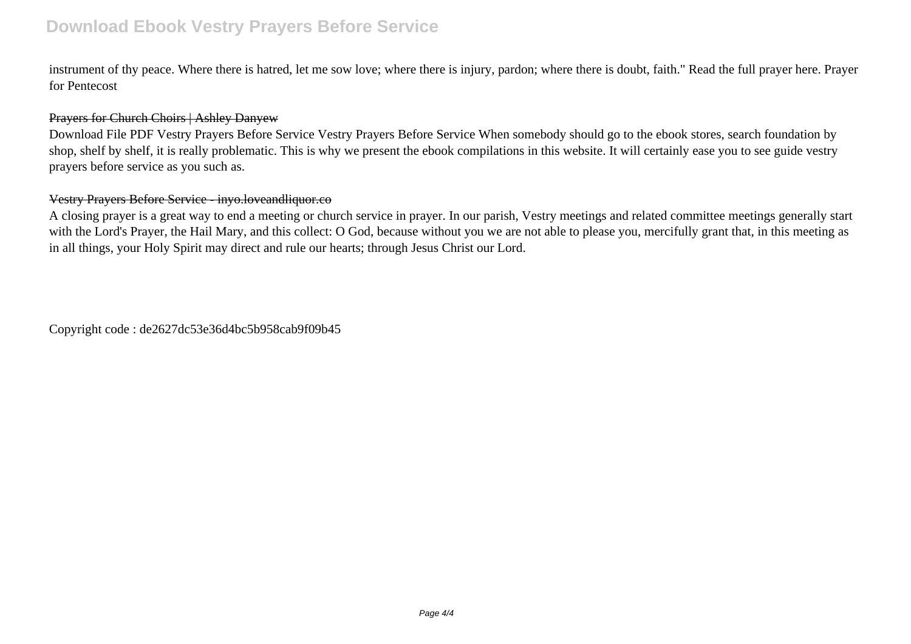instrument of thy peace. Where there is hatred, let me sow love; where there is injury, pardon; where there is doubt, faith." Read the full prayer here. Prayer for Pentecost

~~Prayers for Church Choirs | Ashley Danyew~~

Download File PDF Vestry Prayers Before Service Vestry Prayers Before Service When somebody should go to the ebook stores, search foundation by shop, shelf by shelf, it is really problematic. This is why we present the ebook compilations in this website. It will certainly ease you to see guide vestry prayers before service as you such as.

~~Vestry Prayers Before Service - inyo.loveandliquor.co~~

A closing prayer is a great way to end a meeting or church service in prayer. In our parish, Vestry meetings and related committee meetings generally start with the Lord's Prayer, the Hail Mary, and this collect: O God, because without you we are not able to please you, mercifully grant that, in this meeting as in all things, your Holy Spirit may direct and rule our hearts; through Jesus Christ our Lord.

Copyright code : de2627dc53e36d4bc5b958cab9f09b45